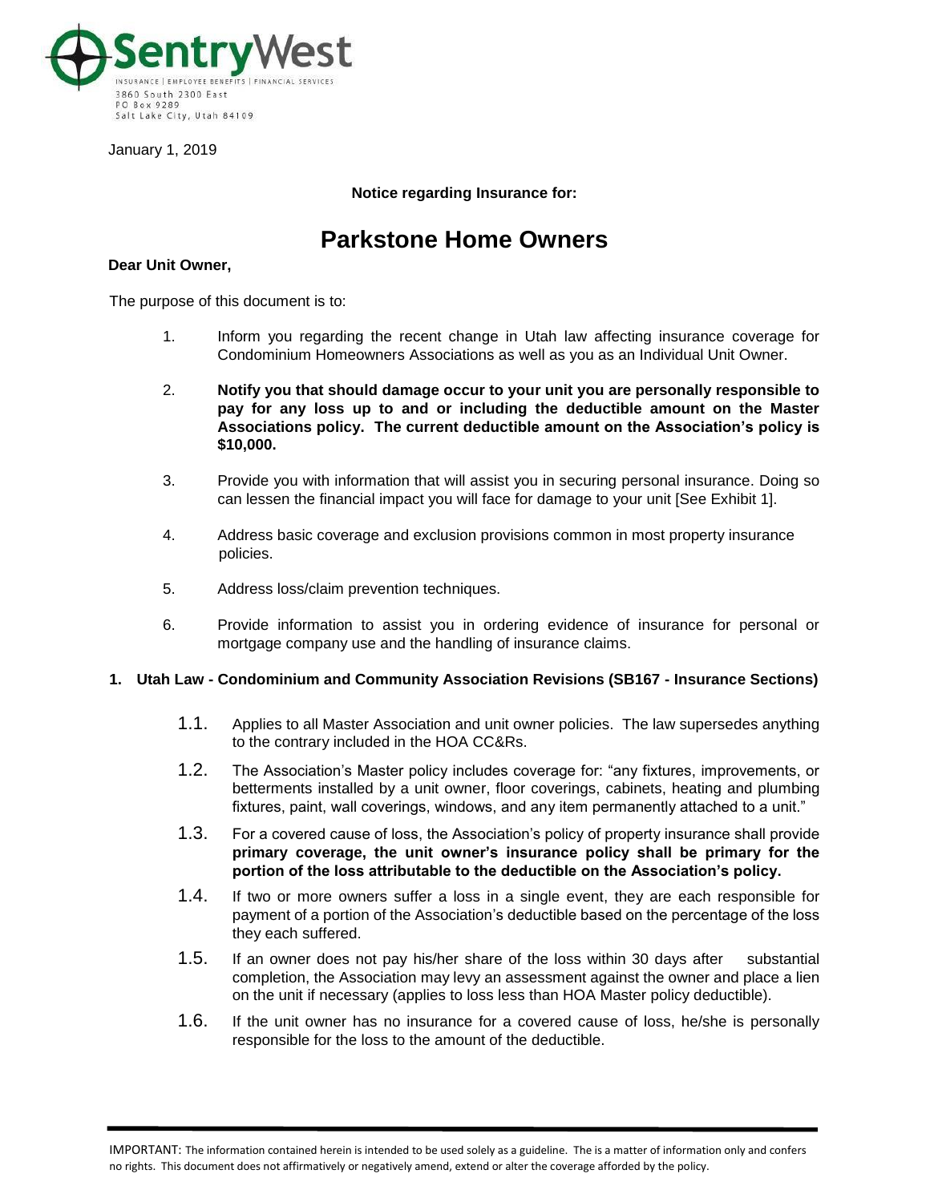SentryWest

INSURANCE | EMPLOYEE BENEFITS | FINANCIAL SERVICES
3860 South 2300 East
PO Box 9289
Salt Lake City, Utah 84109

January 1, 2019

**Notice regarding Insurance for:**

# Parkstone Home Owners

**Dear Unit Owner,**

The purpose of this document is to:

1. Inform you regarding the recent change in Utah law affecting insurance coverage for Condominium Homeowners Associations as well as you as an Individual Unit Owner.
2. **Notify you that should damage occur to your unit you are personally responsible to pay for any loss up to and or including the deductible amount on the Master Associations policy. The current deductible amount on the Association's policy is $10,000.**
3. Provide you with information that will assist you in securing personal insurance. Doing so can lessen the financial impact you will face for damage to your unit [See Exhibit 1].
4. Address basic coverage and exclusion provisions common in most property insurance policies.
5. Address loss/claim prevention techniques.
6. Provide information to assist you in ordering evidence of insurance for personal or mortgage company use and the handling of insurance claims.

## 1. Utah Law - Condominium and Community Association Revisions (SB167 - Insurance Sections)

1.1. Applies to all Master Association and unit owner policies. The law supersedes anything to the contrary included in the HOA CC&Rs.

1.2. The Association's Master policy includes coverage for: "any fixtures, improvements, or betterments installed by a unit owner, floor coverings, cabinets, heating and plumbing fixtures, paint, wall coverings, windows, and any item permanently attached to a unit."

1.3. For a covered cause of loss, the Association's policy of property insurance shall provide **primary coverage, the unit owner's insurance policy shall be primary for the portion of the loss attributable to the deductible on the Association's policy.**

1.4. If two or more owners suffer a loss in a single event, they are each responsible for payment of a portion of the Association's deductible based on the percentage of the loss they each suffered.

1.5. If an owner does not pay his/her share of the loss within 30 days after substantial completion, the Association may levy an assessment against the owner and place a lien on the unit if necessary (applies to loss less than HOA Master policy deductible).

1.6. If the unit owner has no insurance for a covered cause of loss, he/she is personally responsible for the loss to the amount of the deductible.

IMPORTANT: The information contained herein is intended to be used solely as a guideline. The is a matter of information only and confers no rights. This document does not affirmatively or negatively amend, extend or alter the coverage afforded by the policy.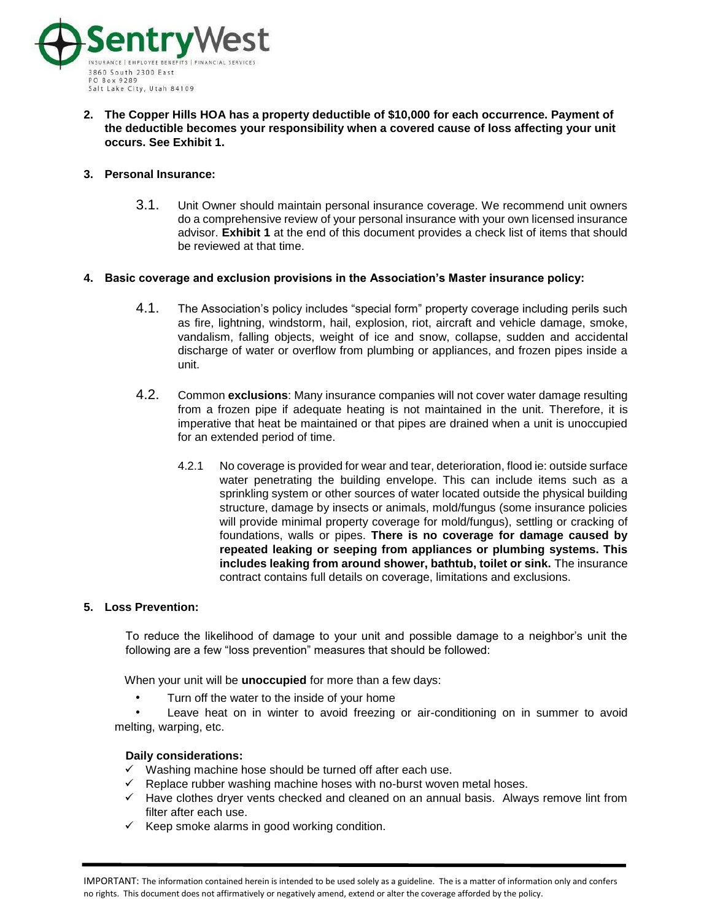2. **The Copper Hills HOA has a property deductible of $10,000 for each occurrence. Payment of the deductible becomes your responsibility when a covered cause of loss affecting your unit occurs. See Exhibit 1.**

3. **Personal Insurance:**

   3.1. Unit Owner should maintain personal insurance coverage. We recommend unit owners do a comprehensive review of your personal insurance with your own licensed insurance advisor. **Exhibit 1** at the end of this document provides a check list of items that should be reviewed at that time.

4. **Basic coverage and exclusion provisions in the Association's Master insurance policy:**

   4.1. The Association's policy includes "special form" property coverage including perils such as fire, lightning, windstorm, hail, explosion, riot, aircraft and vehicle damage, smoke, vandalism, falling objects, weight of ice and snow, collapse, sudden and accidental discharge of water or overflow from plumbing or appliances, and frozen pipes inside a unit.

   4.2. Common **exclusions**: Many insurance companies will not cover water damage resulting from a frozen pipe if adequate heating is not maintained in the unit. Therefore, it is imperative that heat be maintained or that pipes are drained when a unit is unoccupied for an extended period of time.

      4.2.1 No coverage is provided for wear and tear, deterioration, flood ie: outside surface water penetrating the building envelope. This can include items such as a sprinkling system or other sources of water located outside the physical building structure, damage by insects or animals, mold/fungus (some insurance policies will provide minimal property coverage for mold/fungus), settling or cracking of foundations, walls or pipes. **There is no coverage for damage caused by repeated leaking or seeping from appliances or plumbing systems. This includes leaking from around shower, bathtub, toilet or sink.** The insurance contract contains full details on coverage, limitations and exclusions.

5. **Loss Prevention:**

   To reduce the likelihood of damage to your unit and possible damage to a neighbor's unit the following are a few "loss prevention" measures that should be followed:

   When your unit will be **unoccupied** for more than a few days:

   - Turn off the water to the inside of your home
   - Leave heat on in winter to avoid freezing or air-conditioning on in summer to avoid melting, warping, etc.

   **Daily considerations:**

   - ✓ Washing machine hose should be turned off after each use.
   - ✓ Replace rubber washing machine hoses with no-burst woven metal hoses.
   - ✓ Have clothes dryer vents checked and cleaned on an annual basis. Always remove lint from filter after each use.
   - ✓ Keep smoke alarms in good working condition.

IMPORTANT: The information contained herein is intended to be used solely as a guideline. The is a matter of information only and confers no rights. This document does not affirmatively or negatively amend, extend or alter the coverage afforded by the policy.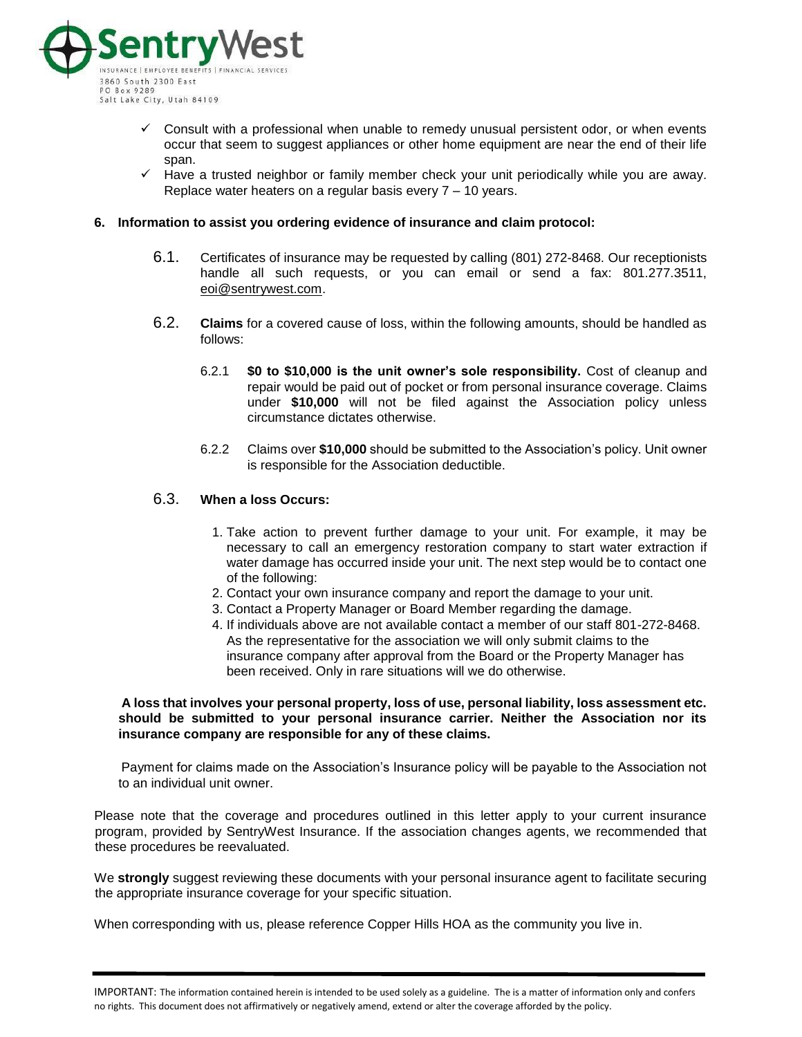- ✓ Consult with a professional when unable to remedy unusual persistent odor, or when events occur that seem to suggest appliances or other home equipment are near the end of their life span.
- ✓ Have a trusted neighbor or family member check your unit periodically while you are away. Replace water heaters on a regular basis every 7 – 10 years.

**6. Information to assist you ordering evidence of insurance and claim protocol:**

6.1. Certificates of insurance may be requested by calling (801) 272-8468. Our receptionists handle all such requests, or you can email or send a fax: 801.277.3511, eoi@sentrywest.com.

6.2. **Claims** for a covered cause of loss, within the following amounts, should be handled as follows:

6.2.1 **$0 to $10,000 is the unit owner's sole responsibility.** Cost of cleanup and repair would be paid out of pocket or from personal insurance coverage. Claims under **$10,000** will not be filed against the Association policy unless circumstance dictates otherwise.

6.2.2 Claims over **$10,000** should be submitted to the Association's policy. Unit owner is responsible for the Association deductible.

6.3. **When a loss Occurs:**

1. Take action to prevent further damage to your unit. For example, it may be necessary to call an emergency restoration company to start water extraction if water damage has occurred inside your unit. The next step would be to contact one of the following:
2. Contact your own insurance company and report the damage to your unit.
3. Contact a Property Manager or Board Member regarding the damage.
4. If individuals above are not available contact a member of our staff 801-272-8468. As the representative for the association we will only submit claims to the insurance company after approval from the Board or the Property Manager has been received. Only in rare situations will we do otherwise.

**A loss that involves your personal property, loss of use, personal liability, loss assessment etc. should be submitted to your personal insurance carrier. Neither the Association nor its insurance company are responsible for any of these claims.**

Payment for claims made on the Association's Insurance policy will be payable to the Association not to an individual unit owner.

Please note that the coverage and procedures outlined in this letter apply to your current insurance program, provided by SentryWest Insurance. If the association changes agents, we recommended that these procedures be reevaluated.

We **strongly** suggest reviewing these documents with your personal insurance agent to facilitate securing the appropriate insurance coverage for your specific situation.

When corresponding with us, please reference Copper Hills HOA as the community you live in.

IMPORTANT: The information contained herein is intended to be used solely as a guideline. The is a matter of information only and confers no rights. This document does not affirmatively or negatively amend, extend or alter the coverage afforded by the policy.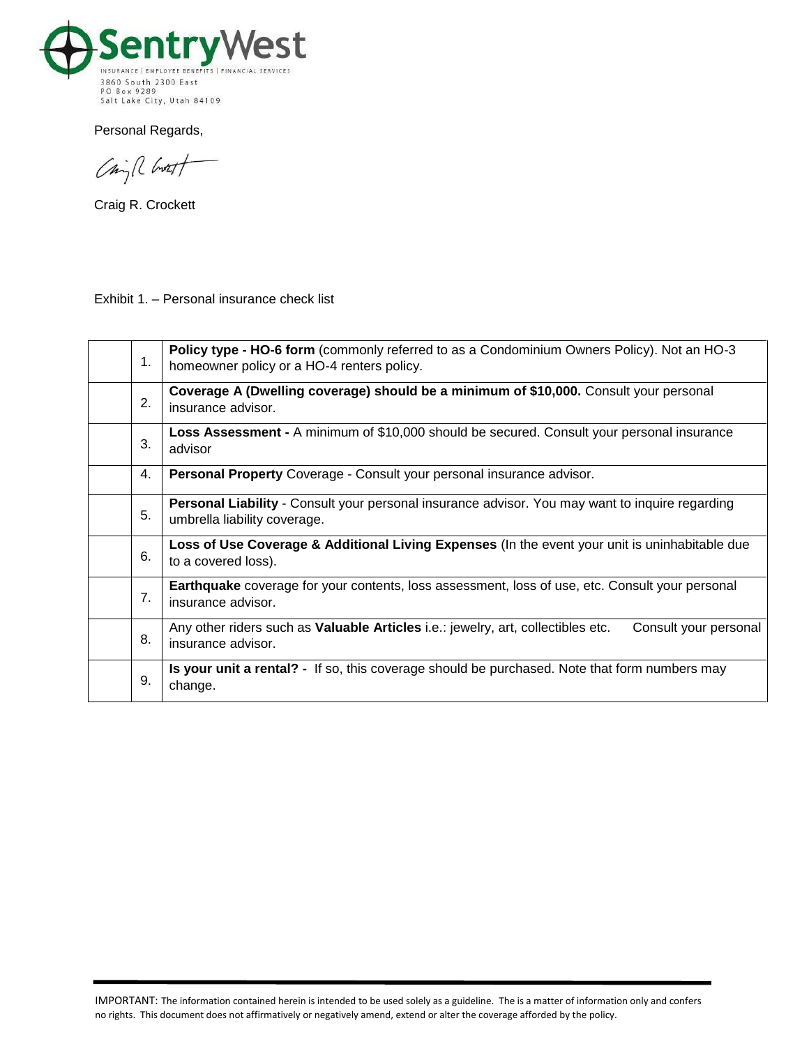SentryWest

INSURANCE | EMPLOYEE BENEFITS | FINANCIAL SERVICES
3860 South 2300 East
PO Box 9289
Salt Lake City, Utah 84109

Personal Regards,

Craig R. Crockett

Exhibit 1. – Personal insurance check list

| | | |
|---|---|---|
| | 1. | **Policy type - HO-6 form** (commonly referred to as a Condominium Owners Policy). Not an HO-3 homeowner policy or a HO-4 renters policy. |
| | 2. | **Coverage A (Dwelling coverage) should be a minimum of $10,000.** Consult your personal insurance advisor. |
| | 3. | **Loss Assessment -** A minimum of $10,000 should be secured. Consult your personal insurance advisor |
| | 4. | **Personal Property** Coverage - Consult your personal insurance advisor. |
| | 5. | **Personal Liability** - Consult your personal insurance advisor. You may want to inquire regarding umbrella liability coverage. |
| | 6. | **Loss of Use Coverage & Additional Living Expenses** (In the event your unit is uninhabitable due to a covered loss). |
| | 7. | **Earthquake** coverage for your contents, loss assessment, loss of use, etc. Consult your personal insurance advisor. |
| | 8. | Any other riders such as **Valuable Articles** i.e.: jewelry, art, collectibles etc. Consult your personal insurance advisor. |
| | 9. | **Is your unit a rental? -** If so, this coverage should be purchased. Note that form numbers may change. |

IMPORTANT: The information contained herein is intended to be used solely as a guideline. The is a matter of information only and confers no rights. This document does not affirmatively or negatively amend, extend or alter the coverage afforded by the policy.